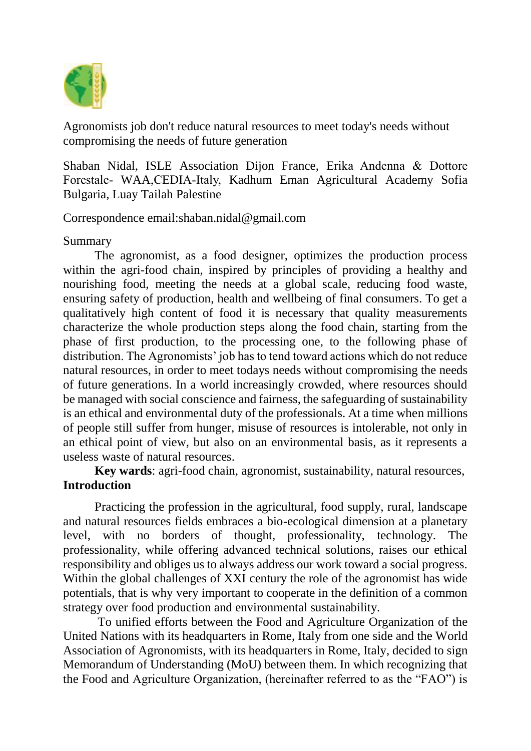# Agronomists job don't reduce natural resources to meet today's needs without compromising the needs of future generation

Shaban Nidal, ISLE Association Dijon France, Erika Andenna & Dottore Forestale- WAA,CEDIA-Italy, Kadhum Eman Agricultural Academy Sofia Bulgaria, Luay Tailah Palestine

Correspondence email:shaban.nidal@gmail.com

## Summary

The agronomist, as a food designer, optimizes the production process within the agri-food chain, inspired by principles of providing a healthy and nourishing food, meeting the needs at a global scale, reducing food waste, ensuring safety of production, health and wellbeing of final consumers. To get a qualitatively high content of food it is necessary that quality measurements characterize the whole production steps along the food chain, starting from the phase of first production, to the processing one, to the following phase of distribution. The Agronomists' job has to tend toward actions which do not reduce natural resources, in order to meet todays needs without compromising the needs of future generations. In a world increasingly crowded, where resources should be managed with social conscience and fairness, the safeguarding of sustainability is an ethical and environmental duty of the professionals. At a time when millions of people still suffer from hunger, misuse of resources is intolerable, not only in an ethical point of view, but also on an environmental basis, as it represents a useless waste of natural resources.

**Key wards**: agri-food chain, agronomist, sustainability, natural resources,

## Introduction

Practicing the profession in the agricultural, food supply, rural, landscape and natural resources fields embraces a bio-ecological dimension at a planetary level, with no borders of thought, professionality, technology. The professionality, while offering advanced technical solutions, raises our ethical responsibility and obliges us to always address our work toward a social progress. Within the global challenges of XXI century the role of the agronomist has wide potentials, that is why very important to cooperate in the definition of a common strategy over food production and environmental sustainability.

To unified efforts between the Food and Agriculture Organization of the United Nations with its headquarters in Rome, Italy from one side and the World Association of Agronomists, with its headquarters in Rome, Italy, decided to sign Memorandum of Understanding (MoU) between them. In which recognizing that the Food and Agriculture Organization, (hereinafter referred to as the "FAO") is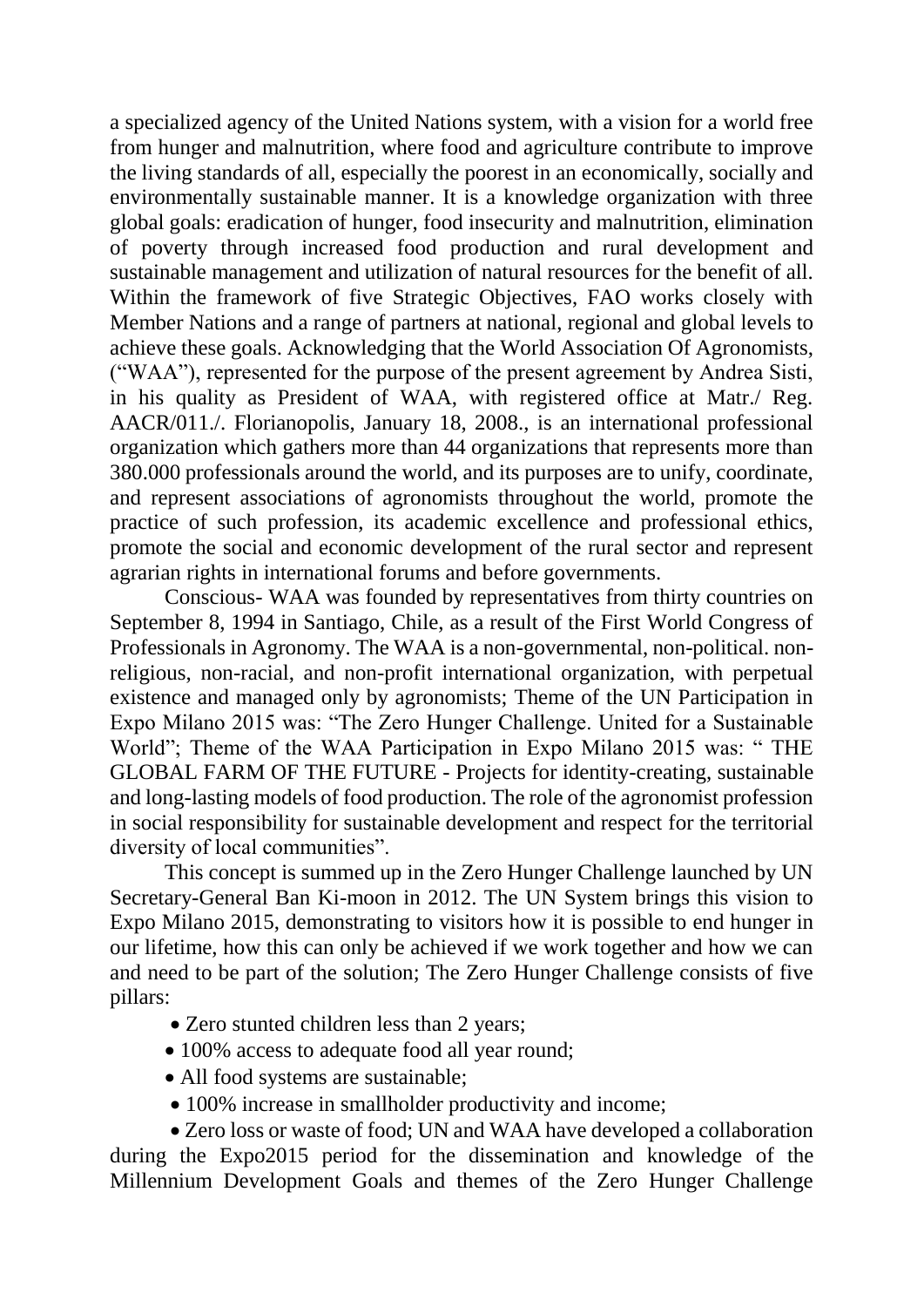a specialized agency of the United Nations system, with a vision for a world free from hunger and malnutrition, where food and agriculture contribute to improve the living standards of all, especially the poorest in an economically, socially and environmentally sustainable manner. It is a knowledge organization with three global goals: eradication of hunger, food insecurity and malnutrition, elimination of poverty through increased food production and rural development and sustainable management and utilization of natural resources for the benefit of all. Within the framework of five Strategic Objectives, FAO works closely with Member Nations and a range of partners at national, regional and global levels to achieve these goals. Acknowledging that the World Association Of Agronomists, ("WAA"), represented for the purpose of the present agreement by Andrea Sisti, in his quality as President of WAA, with registered office at Matr./ Reg. AACR/011./. Florianopolis, January 18, 2008., is an international professional organization which gathers more than 44 organizations that represents more than 380.000 professionals around the world, and its purposes are to unify, coordinate, and represent associations of agronomists throughout the world, promote the practice of such profession, its academic excellence and professional ethics, promote the social and economic development of the rural sector and represent agrarian rights in international forums and before governments.

Conscious- WAA was founded by representatives from thirty countries on September 8, 1994 in Santiago, Chile, as a result of the First World Congress of Professionals in Agronomy. The WAA is a non-governmental, non-political. non-religious, non-racial, and non-profit international organization, with perpetual existence and managed only by agronomists; Theme of the UN Participation in Expo Milano 2015 was: "The Zero Hunger Challenge. United for a Sustainable World"; Theme of the WAA Participation in Expo Milano 2015 was: " THE GLOBAL FARM OF THE FUTURE - Projects for identity-creating, sustainable and long-lasting models of food production. The role of the agronomist profession in social responsibility for sustainable development and respect for the territorial diversity of local communities".

This concept is summed up in the Zero Hunger Challenge launched by UN Secretary-General Ban Ki-moon in 2012. The UN System brings this vision to Expo Milano 2015, demonstrating to visitors how it is possible to end hunger in our lifetime, how this can only be achieved if we work together and how we can and need to be part of the solution; The Zero Hunger Challenge consists of five pillars:

- Zero stunted children less than 2 years;
- 100% access to adequate food all year round;
- All food systems are sustainable;
- 100% increase in smallholder productivity and income;
- Zero loss or waste of food; UN and WAA have developed a collaboration during the Expo2015 period for the dissemination and knowledge of the Millennium Development Goals and themes of the Zero Hunger Challenge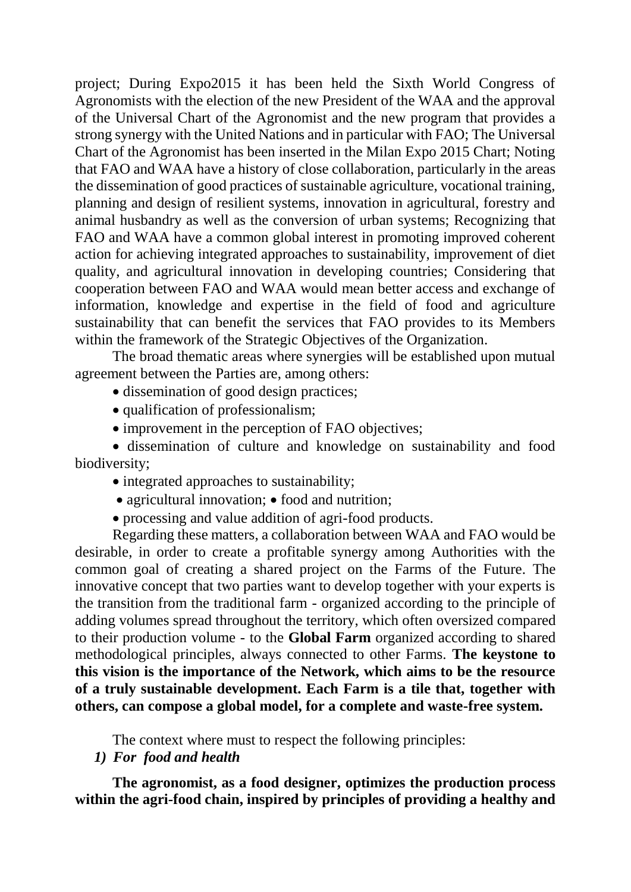project; During Expo2015 it has been held the Sixth World Congress of Agronomists with the election of the new President of the WAA and the approval of the Universal Chart of the Agronomist and the new program that provides a strong synergy with the United Nations and in particular with FAO; The Universal Chart of the Agronomist has been inserted in the Milan Expo 2015 Chart; Noting that FAO and WAA have a history of close collaboration, particularly in the areas the dissemination of good practices of sustainable agriculture, vocational training, planning and design of resilient systems, innovation in agricultural, forestry and animal husbandry as well as the conversion of urban systems; Recognizing that FAO and WAA have a common global interest in promoting improved coherent action for achieving integrated approaches to sustainability, improvement of diet quality, and agricultural innovation in developing countries; Considering that cooperation between FAO and WAA would mean better access and exchange of information, knowledge and expertise in the field of food and agriculture sustainability that can benefit the services that FAO provides to its Members within the framework of the Strategic Objectives of the Organization.

The broad thematic areas where synergies will be established upon mutual agreement between the Parties are, among others:

- dissemination of good design practices;
- qualification of professionalism;
- improvement in the perception of FAO objectives;
- dissemination of culture and knowledge on sustainability and food biodiversity;
- integrated approaches to sustainability;
- agricultural innovation; • food and nutrition;
- processing and value addition of agri-food products.

Regarding these matters, a collaboration between WAA and FAO would be desirable, in order to create a profitable synergy among Authorities with the common goal of creating a shared project on the Farms of the Future. The innovative concept that two parties want to develop together with your experts is the transition from the traditional farm - organized according to the principle of adding volumes spread throughout the territory, which often oversized compared to their production volume - to the **Global Farm** organized according to shared methodological principles, always connected to other Farms. **The keystone to this vision is the importance of the Network, which aims to be the resource of a truly sustainable development. Each Farm is a tile that, together with others, can compose a global model, for a complete and waste-free system.**

The context where must to respect the following principles:

1) ***For food and health***

**The agronomist, as a food designer, optimizes the production process within the agri-food chain, inspired by principles of providing a healthy and**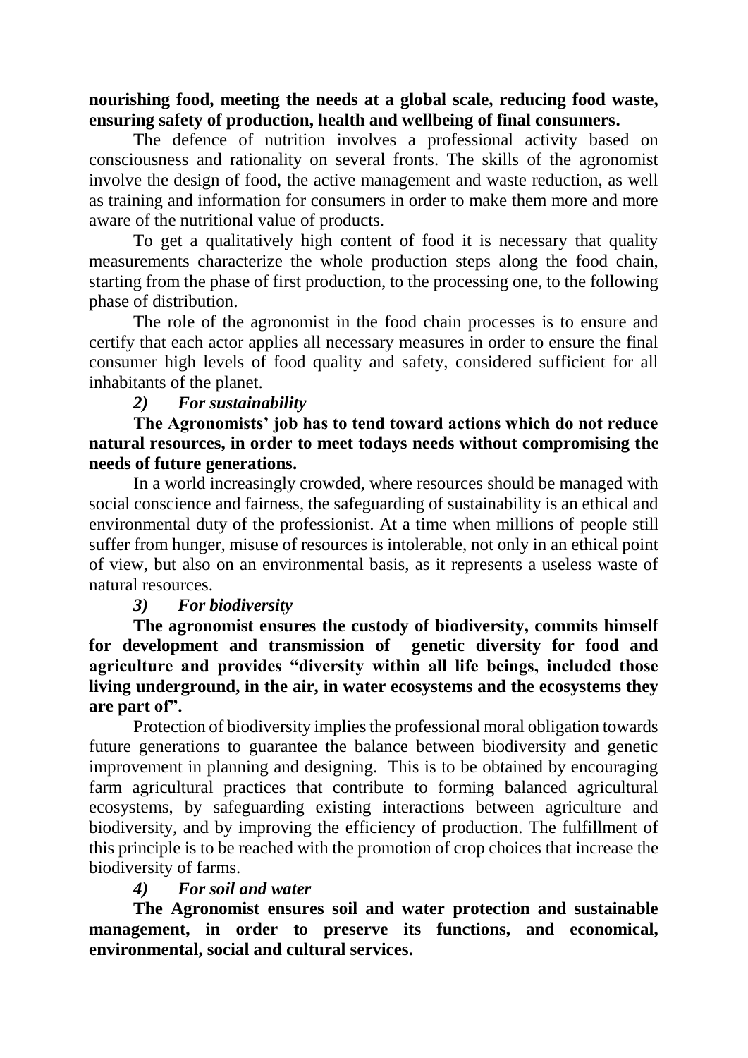**nourishing food, meeting the needs at a global scale, reducing food waste, ensuring safety of production, health and wellbeing of final consumers.**

The defence of nutrition involves a professional activity based on consciousness and rationality on several fronts. The skills of the agronomist involve the design of food, the active management and waste reduction, as well as training and information for consumers in order to make them more and more aware of the nutritional value of products.

To get a qualitatively high content of food it is necessary that quality measurements characterize the whole production steps along the food chain, starting from the phase of first production, to the processing one, to the following phase of distribution.

The role of the agronomist in the food chain processes is to ensure and certify that each actor applies all necessary measures in order to ensure the final consumer high levels of food quality and safety, considered sufficient for all inhabitants of the planet.

*2) For sustainability*

**The Agronomists' job has to tend toward actions which do not reduce natural resources, in order to meet todays needs without compromising the needs of future generations.**

In a world increasingly crowded, where resources should be managed with social conscience and fairness, the safeguarding of sustainability is an ethical and environmental duty of the professionist. At a time when millions of people still suffer from hunger, misuse of resources is intolerable, not only in an ethical point of view, but also on an environmental basis, as it represents a useless waste of natural resources.

*3) For biodiversity*

**The agronomist ensures the custody of biodiversity, commits himself for development and transmission of genetic diversity for food and agriculture and provides "diversity within all life beings, included those living underground, in the air, in water ecosystems and the ecosystems they are part of".**

Protection of biodiversity implies the professional moral obligation towards future generations to guarantee the balance between biodiversity and genetic improvement in planning and designing. This is to be obtained by encouraging farm agricultural practices that contribute to forming balanced agricultural ecosystems, by safeguarding existing interactions between agriculture and biodiversity, and by improving the efficiency of production. The fulfillment of this principle is to be reached with the promotion of crop choices that increase the biodiversity of farms.

*4) For soil and water*

**The Agronomist ensures soil and water protection and sustainable management, in order to preserve its functions, and economical, environmental, social and cultural services.**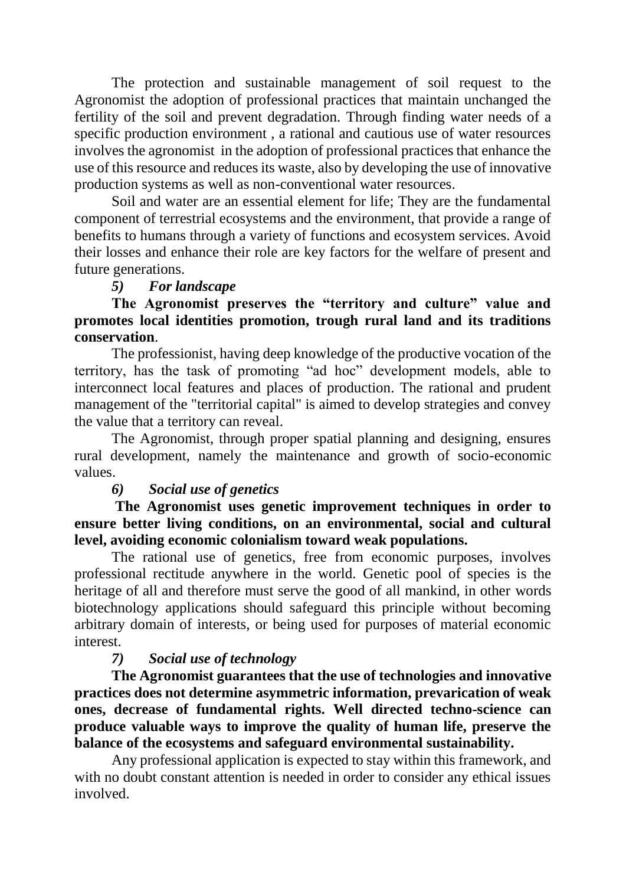The protection and sustainable management of soil request to the Agronomist the adoption of professional practices that maintain unchanged the fertility of the soil and prevent degradation. Through finding water needs of a specific production environment , a rational and cautious use of water resources involves the agronomist in the adoption of professional practices that enhance the use of this resource and reduces its waste, also by developing the use of innovative production systems as well as non-conventional water resources.

Soil and water are an essential element for life; They are the fundamental component of terrestrial ecosystems and the environment, that provide a range of benefits to humans through a variety of functions and ecosystem services. Avoid their losses and enhance their role are key factors for the welfare of present and future generations.

### *5) For landscape*

**The Agronomist preserves the "territory and culture" value and promotes local identities promotion, trough rural land and its traditions conservation**.

The professionist, having deep knowledge of the productive vocation of the territory, has the task of promoting "ad hoc" development models, able to interconnect local features and places of production. The rational and prudent management of the "territorial capital" is aimed to develop strategies and convey the value that a territory can reveal.

The Agronomist, through proper spatial planning and designing, ensures rural development, namely the maintenance and growth of socio-economic values.

### *6) Social use of genetics*

**The Agronomist uses genetic improvement techniques in order to ensure better living conditions, on an environmental, social and cultural level, avoiding economic colonialism toward weak populations.**

The rational use of genetics, free from economic purposes, involves professional rectitude anywhere in the world. Genetic pool of species is the heritage of all and therefore must serve the good of all mankind, in other words biotechnology applications should safeguard this principle without becoming arbitrary domain of interests, or being used for purposes of material economic interest.

### *7) Social use of technology*

**The Agronomist guarantees that the use of technologies and innovative practices does not determine asymmetric information, prevarication of weak ones, decrease of fundamental rights. Well directed techno-science can produce valuable ways to improve the quality of human life, preserve the balance of the ecosystems and safeguard environmental sustainability.**

Any professional application is expected to stay within this framework, and with no doubt constant attention is needed in order to consider any ethical issues involved.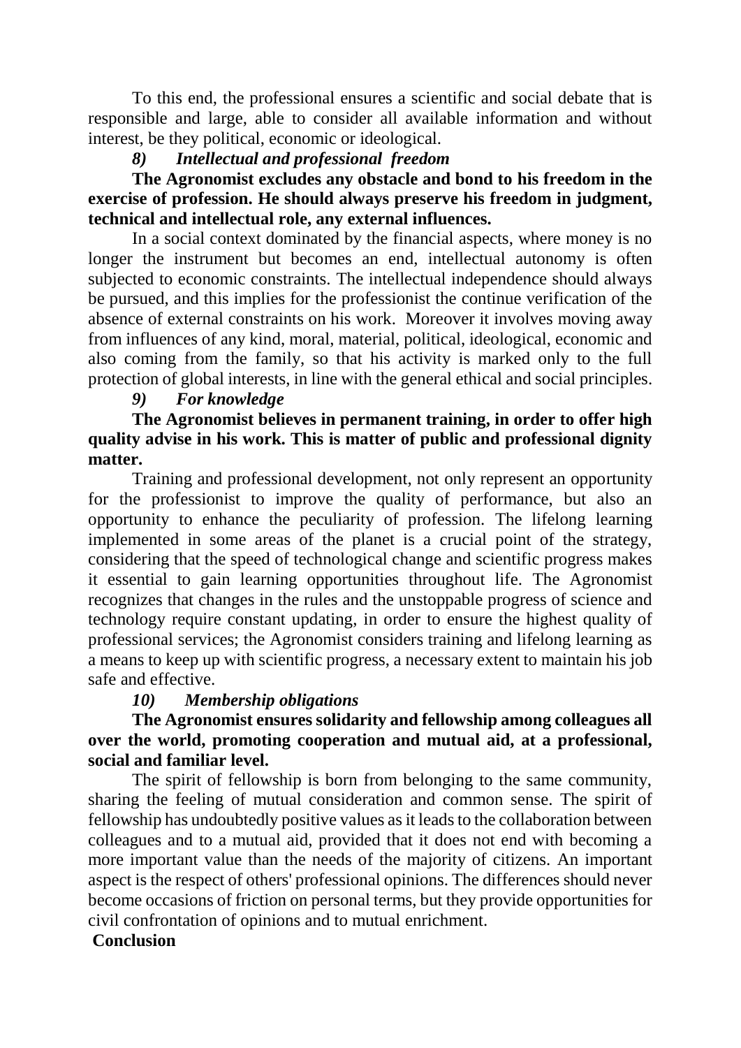To this end, the professional ensures a scientific and social debate that is responsible and large, able to consider all available information and without interest, be they political, economic or ideological.

### *8) Intellectual and professional freedom*

**The Agronomist excludes any obstacle and bond to his freedom in the exercise of profession. He should always preserve his freedom in judgment, technical and intellectual role, any external influences.**

In a social context dominated by the financial aspects, where money is no longer the instrument but becomes an end, intellectual autonomy is often subjected to economic constraints. The intellectual independence should always be pursued, and this implies for the professionist the continue verification of the absence of external constraints on his work. Moreover it involves moving away from influences of any kind, moral, material, political, ideological, economic and also coming from the family, so that his activity is marked only to the full protection of global interests, in line with the general ethical and social principles.

### *9) For knowledge*

**The Agronomist believes in permanent training, in order to offer high quality advise in his work. This is matter of public and professional dignity matter.**

Training and professional development, not only represent an opportunity for the professionist to improve the quality of performance, but also an opportunity to enhance the peculiarity of profession. The lifelong learning implemented in some areas of the planet is a crucial point of the strategy, considering that the speed of technological change and scientific progress makes it essential to gain learning opportunities throughout life. The Agronomist recognizes that changes in the rules and the unstoppable progress of science and technology require constant updating, in order to ensure the highest quality of professional services; the Agronomist considers training and lifelong learning as a means to keep up with scientific progress, a necessary extent to maintain his job safe and effective.

### *10) Membership obligations*

**The Agronomist ensures solidarity and fellowship among colleagues all over the world, promoting cooperation and mutual aid, at a professional, social and familiar level.**

The spirit of fellowship is born from belonging to the same community, sharing the feeling of mutual consideration and common sense. The spirit of fellowship has undoubtedly positive values as it leads to the collaboration between colleagues and to a mutual aid, provided that it does not end with becoming a more important value than the needs of the majority of citizens. An important aspect is the respect of others' professional opinions. The differences should never become occasions of friction on personal terms, but they provide opportunities for civil confrontation of opinions and to mutual enrichment.

## Conclusion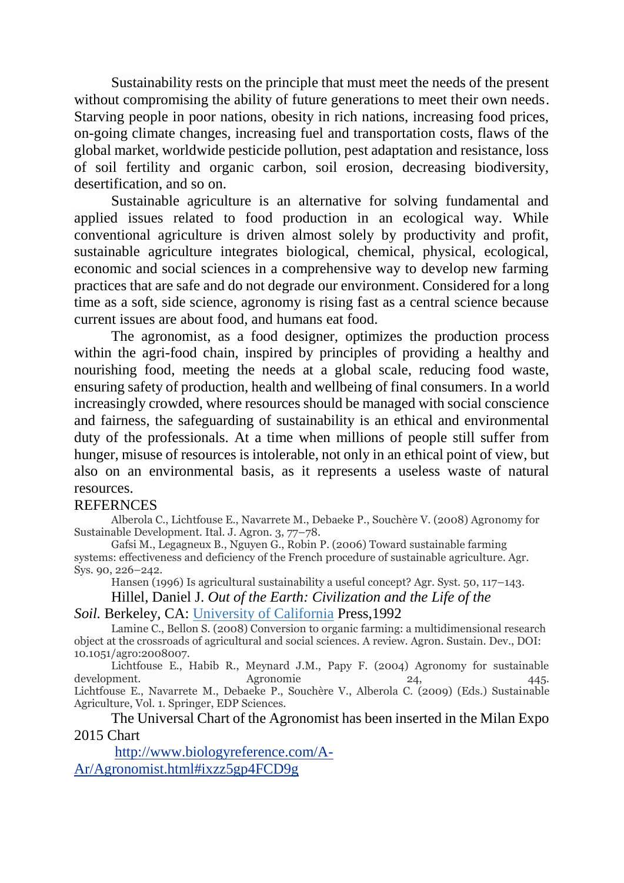Sustainability rests on the principle that must meet the needs of the present without compromising the ability of future generations to meet their own needs. Starving people in poor nations, obesity in rich nations, increasing food prices, on-going climate changes, increasing fuel and transportation costs, flaws of the global market, worldwide pesticide pollution, pest adaptation and resistance, loss of soil fertility and organic carbon, soil erosion, decreasing biodiversity, desertification, and so on.

Sustainable agriculture is an alternative for solving fundamental and applied issues related to food production in an ecological way. While conventional agriculture is driven almost solely by productivity and profit, sustainable agriculture integrates biological, chemical, physical, ecological, economic and social sciences in a comprehensive way to develop new farming practices that are safe and do not degrade our environment. Considered for a long time as a soft, side science, agronomy is rising fast as a central science because current issues are about food, and humans eat food.

The agronomist, as a food designer, optimizes the production process within the agri-food chain, inspired by principles of providing a healthy and nourishing food, meeting the needs at a global scale, reducing food waste, ensuring safety of production, health and wellbeing of final consumers. In a world increasingly crowded, where resources should be managed with social conscience and fairness, the safeguarding of sustainability is an ethical and environmental duty of the professionals. At a time when millions of people still suffer from hunger, misuse of resources is intolerable, not only in an ethical point of view, but also on an environmental basis, as it represents a useless waste of natural resources.

REFERNCES

Alberola C., Lichtfouse E., Navarrete M., Debaeke P., Souchère V. (2008) Agronomy for Sustainable Development. Ital. J. Agron. 3, 77–78.

Gafsi M., Legagneux B., Nguyen G., Robin P. (2006) Toward sustainable farming systems: effectiveness and deficiency of the French procedure of sustainable agriculture. Agr. Sys. 90, 226–242.

Hansen (1996) Is agricultural sustainability a useful concept? Agr. Syst. 50, 117–143.

Hillel, Daniel J. *Out of the Earth: Civilization and the Life of the Soil.* Berkeley, CA: University of California Press,1992

Lamine C., Bellon S. (2008) Conversion to organic farming: a multidimensional research object at the crossroads of agricultural and social sciences. A review. Agron. Sustain. Dev., DOI: 10.1051/agro:2008007.

Lichtfouse E., Habib R., Meynard J.M., Papy F. (2004) Agronomy for sustainable development. Agronomie 24, 445.

Lichtfouse E., Navarrete M., Debaeke P., Souchère V., Alberola C. (2009) (Eds.) Sustainable Agriculture, Vol. 1. Springer, EDP Sciences.

The Universal Chart of the Agronomist has been inserted in the Milan Expo 2015 Chart

http://www.biologyreference.com/A-Ar/Agronomist.html#ixzz5gp4FCD9g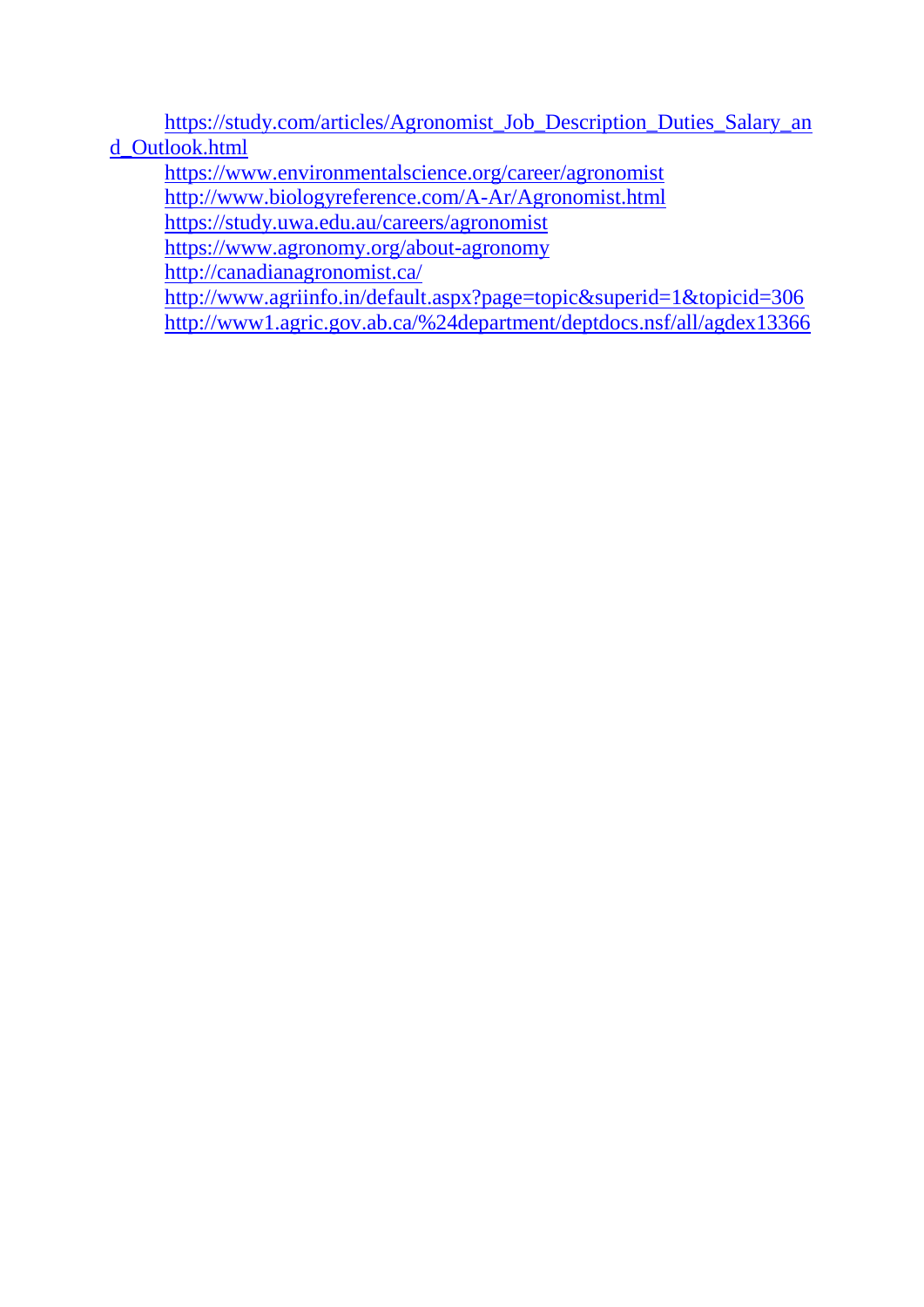https://study.com/articles/Agronomist_Job_Description_Duties_Salary_and_Outlook.html

https://www.environmentalscience.org/career/agronomist

http://www.biologyreference.com/A-Ar/Agronomist.html

https://study.uwa.edu.au/careers/agronomist

https://www.agronomy.org/about-agronomy

http://canadianagronomist.ca/

http://www.agriinfo.in/default.aspx?page=topic&superid=1&topicid=306

http://www1.agric.gov.ab.ca/%24department/deptdocs.nsf/all/agdex13366